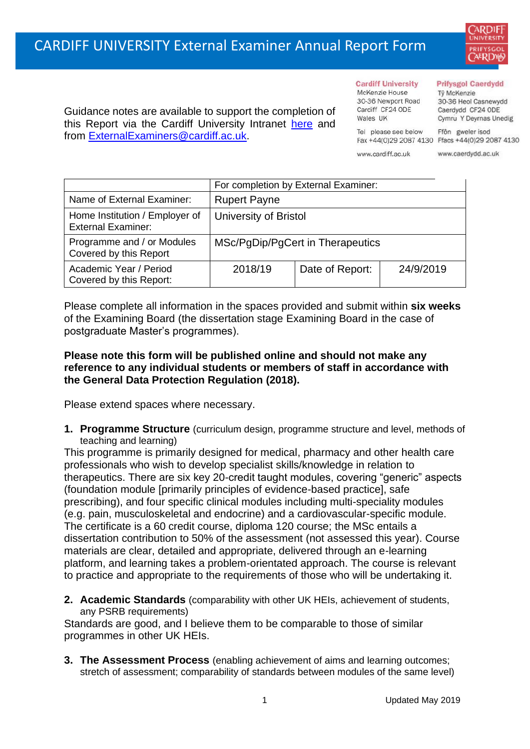# CARDIFF UNIVERSITY External Examiner Annual Report Form

Guidance notes are available to support the completion of this Report via the Cardiff University Intranet [here](#) and from [ExternalExaminers@cardiff.ac.uk](mailto:ExternalExaminers@cardiff.ac.uk).

**Cardiff University**
McKenzie House
30-36 Newport Road
Cardiff CF24 0DE
Wales UK
Tel please see below
Fax +44(0)29 2087 4130
www.cardiff.ac.uk

**Prifysgol Caerdydd**
Tŷ McKenzie
30-36 Heol Casnewydd
Caerdydd CF24 0DE
Cymru Y Deyrnas Unedig
Ffôn gweler isod
Ffacs +44(0)29 2087 4130
www.caerdydd.ac.uk

| | For completion by External Examiner: | | |
|---|---|---|---|
| Name of External Examiner: | Rupert Payne | | |
| Home Institution / Employer of External Examiner: | University of Bristol | | |
| Programme and / or Modules Covered by this Report | MSc/PgDip/PgCert in Therapeutics | | |
| Academic Year / Period Covered by this Report: | 2018/19 | Date of Report: | 24/9/2019 |

Please complete all information in the spaces provided and submit within **six weeks** of the Examining Board (the dissertation stage Examining Board in the case of postgraduate Master's programmes).

**Please note this form will be published online and should not make any reference to any individual students or members of staff in accordance with the General Data Protection Regulation (2018).**

Please extend spaces where necessary.

1. **Programme Structure** (curriculum design, programme structure and level, methods of teaching and learning)

This programme is primarily designed for medical, pharmacy and other health care professionals who wish to develop specialist skills/knowledge in relation to therapeutics. There are six key 20-credit taught modules, covering "generic" aspects (foundation module [primarily principles of evidence-based practice], safe prescribing), and four specific clinical modules including multi-speciality modules (e.g. pain, musculoskeletal and endocrine) and a cardiovascular-specific module. The certificate is a 60 credit course, diploma 120 course; the MSc entails a dissertation contribution to 50% of the assessment (not assessed this year). Course materials are clear, detailed and appropriate, delivered through an e-learning platform, and learning takes a problem-orientated approach. The course is relevant to practice and appropriate to the requirements of those who will be undertaking it.

2. **Academic Standards** (comparability with other UK HEIs, achievement of students, any PSRB requirements)

Standards are good, and I believe them to be comparable to those of similar programmes in other UK HEIs.

3. **The Assessment Process** (enabling achievement of aims and learning outcomes; stretch of assessment; comparability of standards between modules of the same level)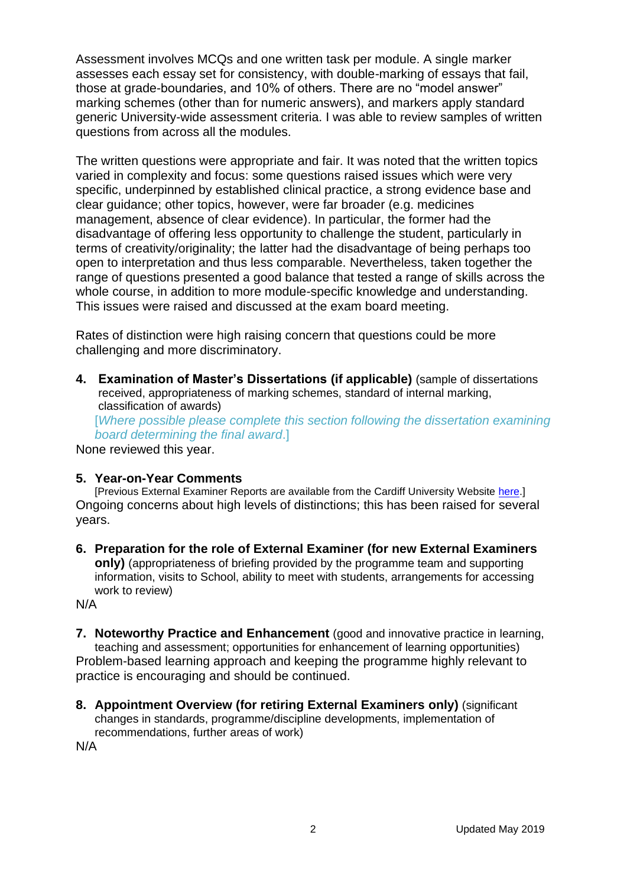Assessment involves MCQs and one written task per module. A single marker assesses each essay set for consistency, with double-marking of essays that fail, those at grade-boundaries, and 10% of others. There are no “model answer” marking schemes (other than for numeric answers), and markers apply standard generic University-wide assessment criteria. I was able to review samples of written questions from across all the modules.

The written questions were appropriate and fair. It was noted that the written topics varied in complexity and focus: some questions raised issues which were very specific, underpinned by established clinical practice, a strong evidence base and clear guidance; other topics, however, were far broader (e.g. medicines management, absence of clear evidence). In particular, the former had the disadvantage of offering less opportunity to challenge the student, particularly in terms of creativity/originality; the latter had the disadvantage of being perhaps too open to interpretation and thus less comparable. Nevertheless, taken together the range of questions presented a good balance that tested a range of skills across the whole course, in addition to more module-specific knowledge and understanding. This issues were raised and discussed at the exam board meeting.

Rates of distinction were high raising concern that questions could be more challenging and more discriminatory.

**4. Examination of Master’s Dissertations (if applicable)** (sample of dissertations received, appropriateness of marking schemes, standard of internal marking, classification of awards)

[*Where possible please complete this section following the dissertation examining board determining the final award*.]

None reviewed this year.

**5. Year-on-Year Comments**

[Previous External Examiner Reports are available from the Cardiff University Website here.]

Ongoing concerns about high levels of distinctions; this has been raised for several years.

**6. Preparation for the role of External Examiner (for new External Examiners only)** (appropriateness of briefing provided by the programme team and supporting information, visits to School, ability to meet with students, arrangements for accessing work to review)

N/A

**7. Noteworthy Practice and Enhancement** (good and innovative practice in learning, teaching and assessment; opportunities for enhancement of learning opportunities)

Problem-based learning approach and keeping the programme highly relevant to practice is encouraging and should be continued.

**8. Appointment Overview (for retiring External Examiners only)** (significant changes in standards, programme/discipline developments, implementation of recommendations, further areas of work)

N/A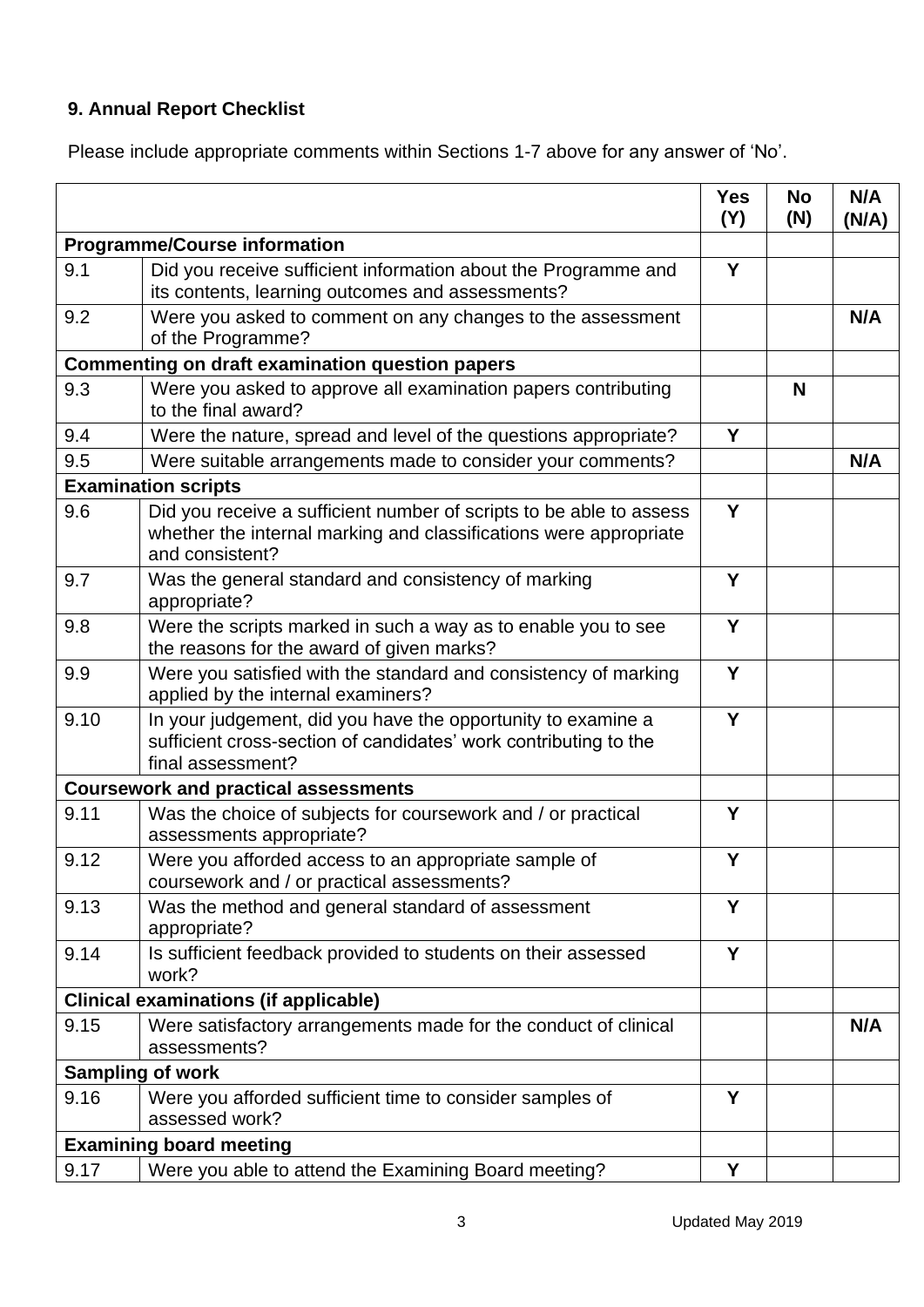### 9. Annual Report Checklist

Please include appropriate comments within Sections 1-7 above for any answer of 'No'.

| | | Yes (Y) | No (N) | N/A (N/A) |
|---|---|---|---|---|
| **Programme/Course information** | | | | |
| 9.1 | Did you receive sufficient information about the Programme and its contents, learning outcomes and assessments? | Y | | |
| 9.2 | Were you asked to comment on any changes to the assessment of the Programme? | | | N/A |
| **Commenting on draft examination question papers** | | | | |
| 9.3 | Were you asked to approve all examination papers contributing to the final award? | | N | |
| 9.4 | Were the nature, spread and level of the questions appropriate? | Y | | |
| 9.5 | Were suitable arrangements made to consider your comments? | | | N/A |
| **Examination scripts** | | | | |
| 9.6 | Did you receive a sufficient number of scripts to be able to assess whether the internal marking and classifications were appropriate and consistent? | Y | | |
| 9.7 | Was the general standard and consistency of marking appropriate? | Y | | |
| 9.8 | Were the scripts marked in such a way as to enable you to see the reasons for the award of given marks? | Y | | |
| 9.9 | Were you satisfied with the standard and consistency of marking applied by the internal examiners? | Y | | |
| 9.10 | In your judgement, did you have the opportunity to examine a sufficient cross-section of candidates' work contributing to the final assessment? | Y | | |
| **Coursework and practical assessments** | | | | |
| 9.11 | Was the choice of subjects for coursework and / or practical assessments appropriate? | Y | | |
| 9.12 | Were you afforded access to an appropriate sample of coursework and / or practical assessments? | Y | | |
| 9.13 | Was the method and general standard of assessment appropriate? | Y | | |
| 9.14 | Is sufficient feedback provided to students on their assessed work? | Y | | |
| **Clinical examinations (if applicable)** | | | | |
| 9.15 | Were satisfactory arrangements made for the conduct of clinical assessments? | | | N/A |
| **Sampling of work** | | | | |
| 9.16 | Were you afforded sufficient time to consider samples of assessed work? | Y | | |
| **Examining board meeting** | | | | |
| 9.17 | Were you able to attend the Examining Board meeting? | Y | | |

Updated May 2019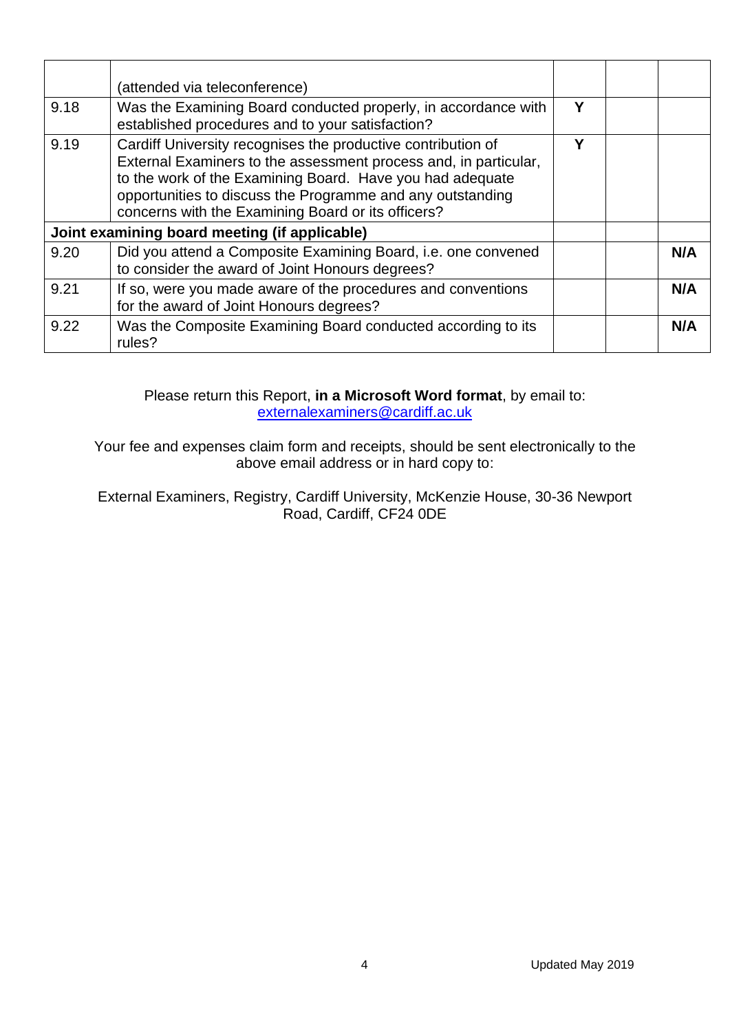| | | | | |
|---|---|---|---|---|
| | (attended via teleconference) | | | |
| 9.18 | Was the Examining Board conducted properly, in accordance with established procedures and to your satisfaction? | Y | | |
| 9.19 | Cardiff University recognises the productive contribution of External Examiners to the assessment process and, in particular, to the work of the Examining Board. Have you had adequate opportunities to discuss the Programme and any outstanding concerns with the Examining Board or its officers? | Y | | |
| **Joint examining board meeting (if applicable)** | | | | |
| 9.20 | Did you attend a Composite Examining Board, i.e. one convened to consider the award of Joint Honours degrees? | | | **N/A** |
| 9.21 | If so, were you made aware of the procedures and conventions for the award of Joint Honours degrees? | | | **N/A** |
| 9.22 | Was the Composite Examining Board conducted according to its rules? | | | **N/A** |

Please return this Report, **in a Microsoft Word format**, by email to: externalexaminers@cardiff.ac.uk

Your fee and expenses claim form and receipts, should be sent electronically to the above email address or in hard copy to:

External Examiners, Registry, Cardiff University, McKenzie House, 30-36 Newport Road, Cardiff, CF24 0DE

Updated May 2019